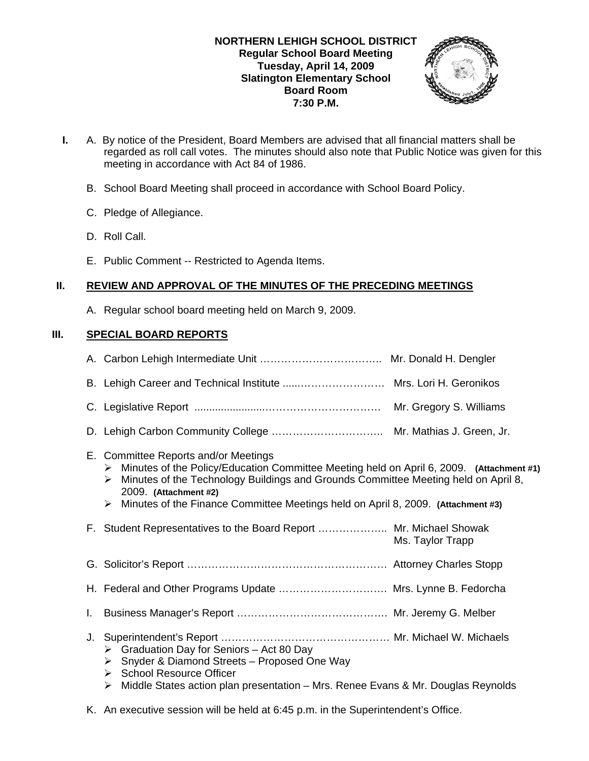**NORTHERN LEHIGH SCHOOL DISTRICT**
**Regular School Board Meeting**
**Tuesday, April 14, 2009**
**Slatington Elementary School**
**Board Room**
**7:30 P.M.**

**I.** A. By notice of the President, Board Members are advised that all financial matters shall be regarded as roll call votes. The minutes should also note that Public Notice was given for this meeting in accordance with Act 84 of 1986.

B. School Board Meeting shall proceed in accordance with School Board Policy.

C. Pledge of Allegiance.

D. Roll Call.

E. Public Comment -- Restricted to Agenda Items.

## II. REVIEW AND APPROVAL OF THE MINUTES OF THE PRECEDING MEETINGS

A. Regular school board meeting held on March 9, 2009.

## III. SPECIAL BOARD REPORTS

A. Carbon Lehigh Intermediate Unit …………………………….. Mr. Donald H. Dengler

B. Lehigh Career and Technical Institute .....…………………… Mrs. Lori H. Geronikos

C. Legislative Report .......................………………………… Mr. Gregory S. Williams

D. Lehigh Carbon Community College ………………………….. Mr. Mathias J. Green, Jr.

E. Committee Reports and/or Meetings
- Minutes of the Policy/Education Committee Meeting held on April 6, 2009. **(Attachment #1)**
- Minutes of the Technology Buildings and Grounds Committee Meeting held on April 8, 2009. **(Attachment #2)**
- Minutes of the Finance Committee Meetings held on April 8, 2009. **(Attachment #3)**

F. Student Representatives to the Board Report ……………….. Mr. Michael Showak
Ms. Taylor Trapp

G. Solicitor's Report …………………………………………………. Attorney Charles Stopp

H. Federal and Other Programs Update …………………………. Mrs. Lynne B. Fedorcha

I. Business Manager's Report ……………………………………. Mr. Jeremy G. Melber

J. Superintendent's Report ………………………………………… Mr. Michael W. Michaels
- Graduation Day for Seniors – Act 80 Day
- Snyder & Diamond Streets – Proposed One Way
- School Resource Officer
- Middle States action plan presentation – Mrs. Renee Evans & Mr. Douglas Reynolds

K. An executive session will be held at 6:45 p.m. in the Superintendent's Office.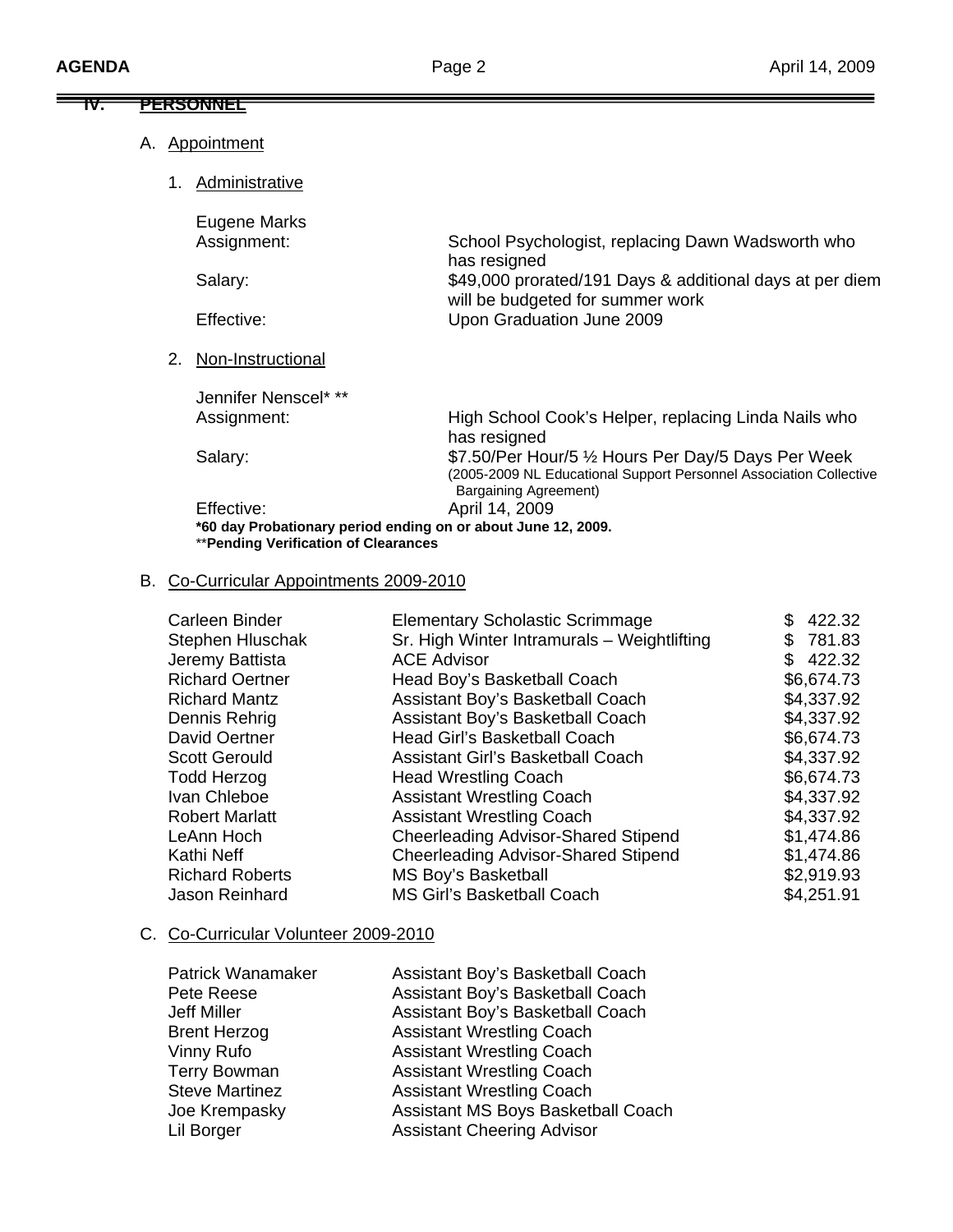## IV. PERSONNEL

### A. Appointment

#### 1. Administrative

Eugene Marks

| | |
|---|---|
| Assignment: | School Psychologist, replacing Dawn Wadsworth who has resigned |
| Salary: | $49,000 prorated/191 Days & additional days at per diem will be budgeted for summer work |
| Effective: | Upon Graduation June 2009 |

#### 2. Non-Instructional

Jennifer Nenscel* **

| | |
|---|---|
| Assignment: | High School Cook's Helper, replacing Linda Nails who has resigned |
| Salary: | $7.50/Per Hour/5 ½ Hours Per Day/5 Days Per Week (2005-2009 NL Educational Support Personnel Association Collective Bargaining Agreement) |
| Effective: | April 14, 2009 |

**\*60 day Probationary period ending on or about June 12, 2009.**
**\*\*Pending Verification of Clearances**

### B. Co-Curricular Appointments 2009-2010

| Name | Position | Stipend |
|---|---|---|
| Carleen Binder | Elementary Scholastic Scrimmage | $ 422.32 |
| Stephen Hluschak | Sr. High Winter Intramurals – Weightlifting | $ 781.83 |
| Jeremy Battista | ACE Advisor | $ 422.32 |
| Richard Oertner | Head Boy's Basketball Coach | $6,674.73 |
| Richard Mantz | Assistant Boy's Basketball Coach | $4,337.92 |
| Dennis Rehrig | Assistant Boy's Basketball Coach | $4,337.92 |
| David Oertner | Head Girl's Basketball Coach | $6,674.73 |
| Scott Gerould | Assistant Girl's Basketball Coach | $4,337.92 |
| Todd Herzog | Head Wrestling Coach | $6,674.73 |
| Ivan Chleboe | Assistant Wrestling Coach | $4,337.92 |
| Robert Marlatt | Assistant Wrestling Coach | $4,337.92 |
| LeAnn Hoch | Cheerleading Advisor-Shared Stipend | $1,474.86 |
| Kathi Neff | Cheerleading Advisor-Shared Stipend | $1,474.86 |
| Richard Roberts | MS Boy's Basketball | $2,919.93 |
| Jason Reinhard | MS Girl's Basketball Coach | $4,251.91 |

### C. Co-Curricular Volunteer 2009-2010

| Name | Position |
|---|---|
| Patrick Wanamaker | Assistant Boy's Basketball Coach |
| Pete Reese | Assistant Boy's Basketball Coach |
| Jeff Miller | Assistant Boy's Basketball Coach |
| Brent Herzog | Assistant Wrestling Coach |
| Vinny Rufo | Assistant Wrestling Coach |
| Terry Bowman | Assistant Wrestling Coach |
| Steve Martinez | Assistant Wrestling Coach |
| Joe Krempasky | Assistant MS Boys Basketball Coach |
| Lil Borger | Assistant Cheering Advisor |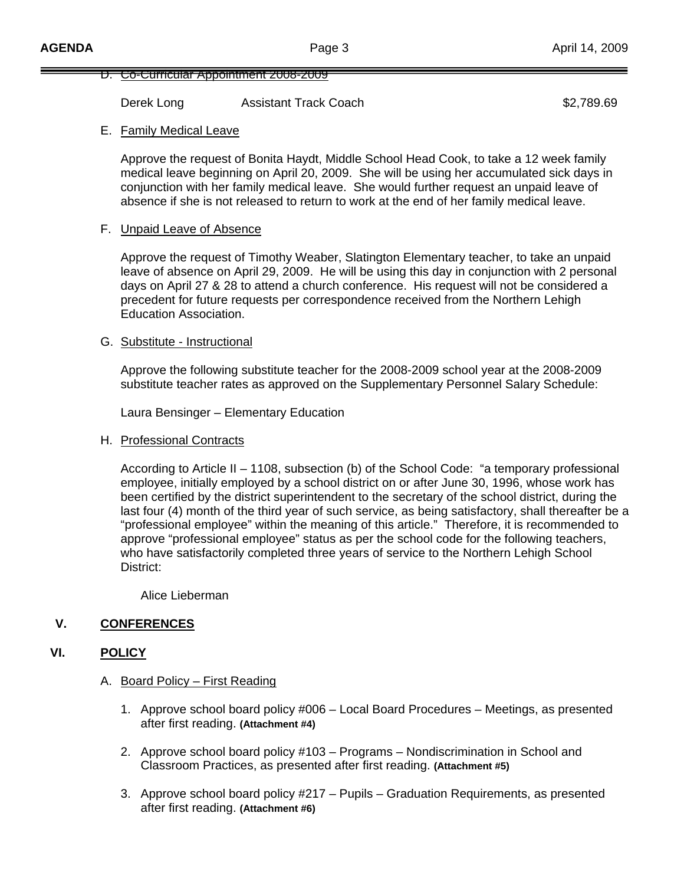D. Co-Curricular Appointment 2008-2009

| | | |
|---|---|---|
| Derek Long | Assistant Track Coach | $2,789.69 |

E. Family Medical Leave

Approve the request of Bonita Haydt, Middle School Head Cook, to take a 12 week family medical leave beginning on April 20, 2009. She will be using her accumulated sick days in conjunction with her family medical leave. She would further request an unpaid leave of absence if she is not released to return to work at the end of her family medical leave.

F. Unpaid Leave of Absence

Approve the request of Timothy Weaber, Slatington Elementary teacher, to take an unpaid leave of absence on April 29, 2009. He will be using this day in conjunction with 2 personal days on April 27 & 28 to attend a church conference. His request will not be considered a precedent for future requests per correspondence received from the Northern Lehigh Education Association.

G. Substitute - Instructional

Approve the following substitute teacher for the 2008-2009 school year at the 2008-2009 substitute teacher rates as approved on the Supplementary Personnel Salary Schedule:

Laura Bensinger – Elementary Education

H. Professional Contracts

According to Article II – 1108, subsection (b) of the School Code: "a temporary professional employee, initially employed by a school district on or after June 30, 1996, whose work has been certified by the district superintendent to the secretary of the school district, during the last four (4) month of the third year of such service, as being satisfactory, shall thereafter be a "professional employee" within the meaning of this article." Therefore, it is recommended to approve "professional employee" status as per the school code for the following teachers, who have satisfactorily completed three years of service to the Northern Lehigh School District:

Alice Lieberman

## V. CONFERENCES

## VI. POLICY

A. Board Policy – First Reading

1. Approve school board policy #006 – Local Board Procedures – Meetings, as presented after first reading. **(Attachment #4)**

2. Approve school board policy #103 – Programs – Nondiscrimination in School and Classroom Practices, as presented after first reading. **(Attachment #5)**

3. Approve school board policy #217 – Pupils – Graduation Requirements, as presented after first reading. **(Attachment #6)**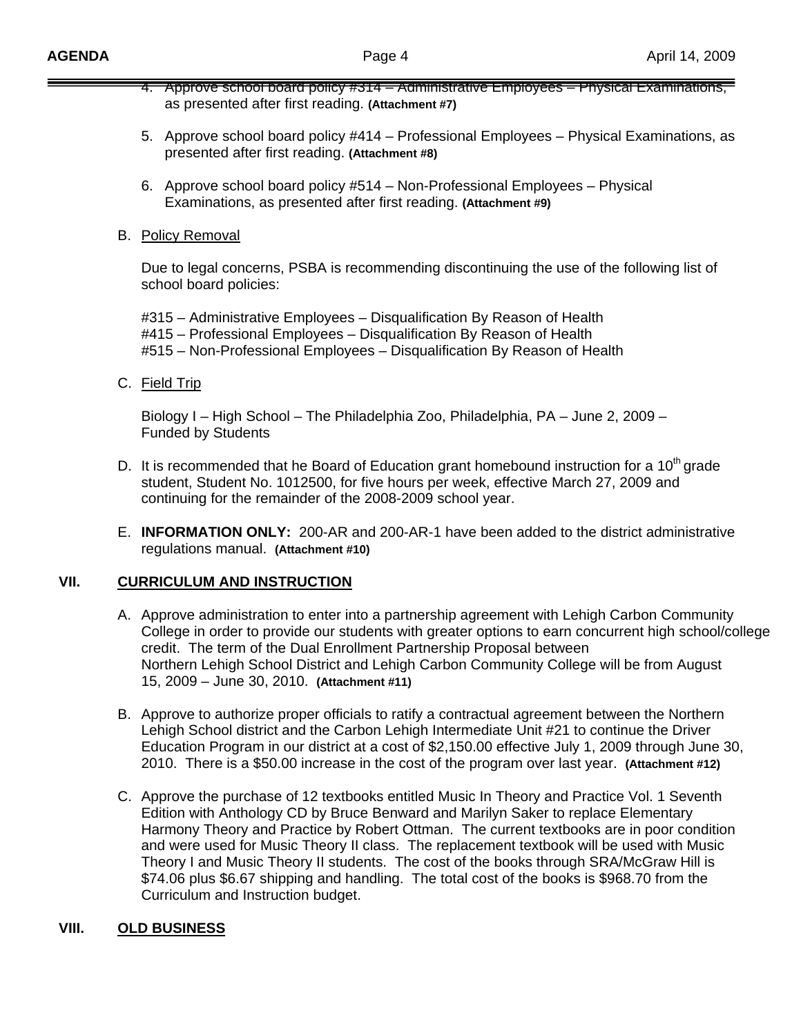4. Approve school board policy #314 – Administrative Employees – Physical Examinations, as presented after first reading. **(Attachment #7)**

5. Approve school board policy #414 – Professional Employees – Physical Examinations, as presented after first reading. **(Attachment #8)**

6. Approve school board policy #514 – Non-Professional Employees – Physical Examinations, as presented after first reading. **(Attachment #9)**

B. Policy Removal

Due to legal concerns, PSBA is recommending discontinuing the use of the following list of school board policies:

#315 – Administrative Employees – Disqualification By Reason of Health
#415 – Professional Employees – Disqualification By Reason of Health
#515 – Non-Professional Employees – Disqualification By Reason of Health

C. Field Trip

Biology I – High School – The Philadelphia Zoo, Philadelphia, PA – June 2, 2009 – Funded by Students

D. It is recommended that he Board of Education grant homebound instruction for a 10th grade student, Student No. 1012500, for five hours per week, effective March 27, 2009 and continuing for the remainder of the 2008-2009 school year.

E. **INFORMATION ONLY:** 200-AR and 200-AR-1 have been added to the district administrative regulations manual. **(Attachment #10)**

## VII. CURRICULUM AND INSTRUCTION

A. Approve administration to enter into a partnership agreement with Lehigh Carbon Community College in order to provide our students with greater options to earn concurrent high school/college credit. The term of the Dual Enrollment Partnership Proposal between Northern Lehigh School District and Lehigh Carbon Community College will be from August 15, 2009 – June 30, 2010. **(Attachment #11)**

B. Approve to authorize proper officials to ratify a contractual agreement between the Northern Lehigh School district and the Carbon Lehigh Intermediate Unit #21 to continue the Driver Education Program in our district at a cost of $2,150.00 effective July 1, 2009 through June 30, 2010. There is a $50.00 increase in the cost of the program over last year. **(Attachment #12)**

C. Approve the purchase of 12 textbooks entitled Music In Theory and Practice Vol. 1 Seventh Edition with Anthology CD by Bruce Benward and Marilyn Saker to replace Elementary Harmony Theory and Practice by Robert Ottman. The current textbooks are in poor condition and were used for Music Theory II class. The replacement textbook will be used with Music Theory I and Music Theory II students. The cost of the books through SRA/McGraw Hill is $74.06 plus $6.67 shipping and handling. The total cost of the books is $968.70 from the Curriculum and Instruction budget.

## VIII. OLD BUSINESS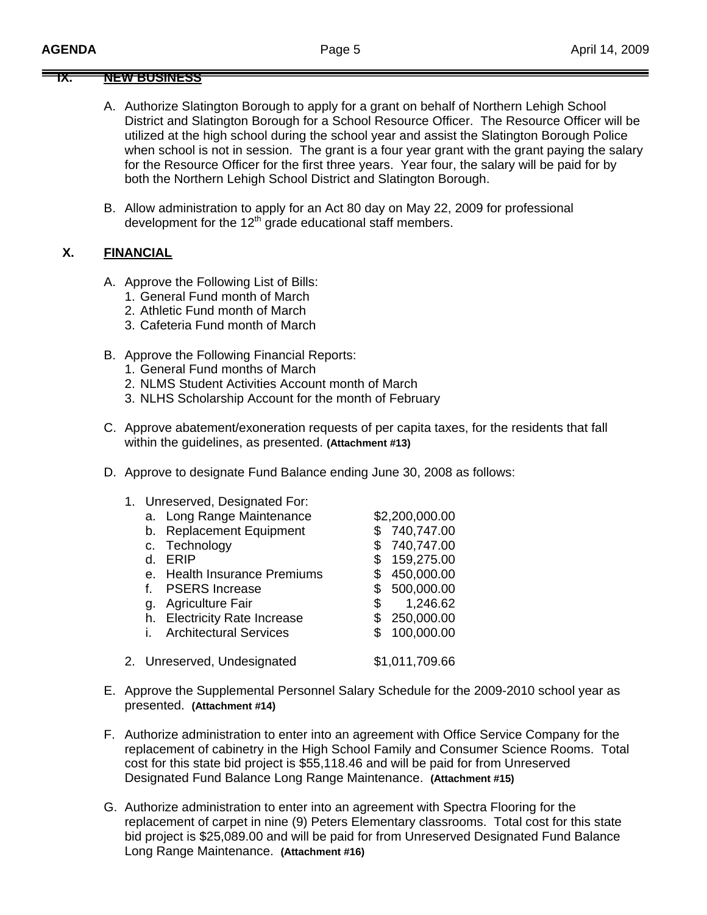## IX. NEW BUSINESS

A. Authorize Slatington Borough to apply for a grant on behalf of Northern Lehigh School District and Slatington Borough for a School Resource Officer. The Resource Officer will be utilized at the high school during the school year and assist the Slatington Borough Police when school is not in session. The grant is a four year grant with the grant paying the salary for the Resource Officer for the first three years. Year four, the salary will be paid for by both the Northern Lehigh School District and Slatington Borough.

B. Allow administration to apply for an Act 80 day on May 22, 2009 for professional development for the 12th grade educational staff members.

## X. FINANCIAL

A. Approve the Following List of Bills:
   1. General Fund month of March
   2. Athletic Fund month of March
   3. Cafeteria Fund month of March

B. Approve the Following Financial Reports:
   1. General Fund months of March
   2. NLMS Student Activities Account month of March
   3. NLHS Scholarship Account for the month of February

C. Approve abatement/exoneration requests of per capita taxes, for the residents that fall within the guidelines, as presented. **(Attachment #13)**

D. Approve to designate Fund Balance ending June 30, 2008 as follows:

   1. Unreserved, Designated For:

| | |
|---|---|
| a. Long Range Maintenance | $2,200,000.00 |
| b. Replacement Equipment | $ 740,747.00 |
| c. Technology | $ 740,747.00 |
| d. ERIP | $ 159,275.00 |
| e. Health Insurance Premiums | $ 450,000.00 |
| f. PSERS Increase | $ 500,000.00 |
| g. Agriculture Fair | $ 1,246.62 |
| h. Electricity Rate Increase | $ 250,000.00 |
| i. Architectural Services | $ 100,000.00 |

   2. Unreserved, Undesignated $1,011,709.66

E. Approve the Supplemental Personnel Salary Schedule for the 2009-2010 school year as presented. **(Attachment #14)**

F. Authorize administration to enter into an agreement with Office Service Company for the replacement of cabinetry in the High School Family and Consumer Science Rooms. Total cost for this state bid project is $55,118.46 and will be paid for from Unreserved Designated Fund Balance Long Range Maintenance. **(Attachment #15)**

G. Authorize administration to enter into an agreement with Spectra Flooring for the replacement of carpet in nine (9) Peters Elementary classrooms. Total cost for this state bid project is $25,089.00 and will be paid for from Unreserved Designated Fund Balance Long Range Maintenance. **(Attachment #16)**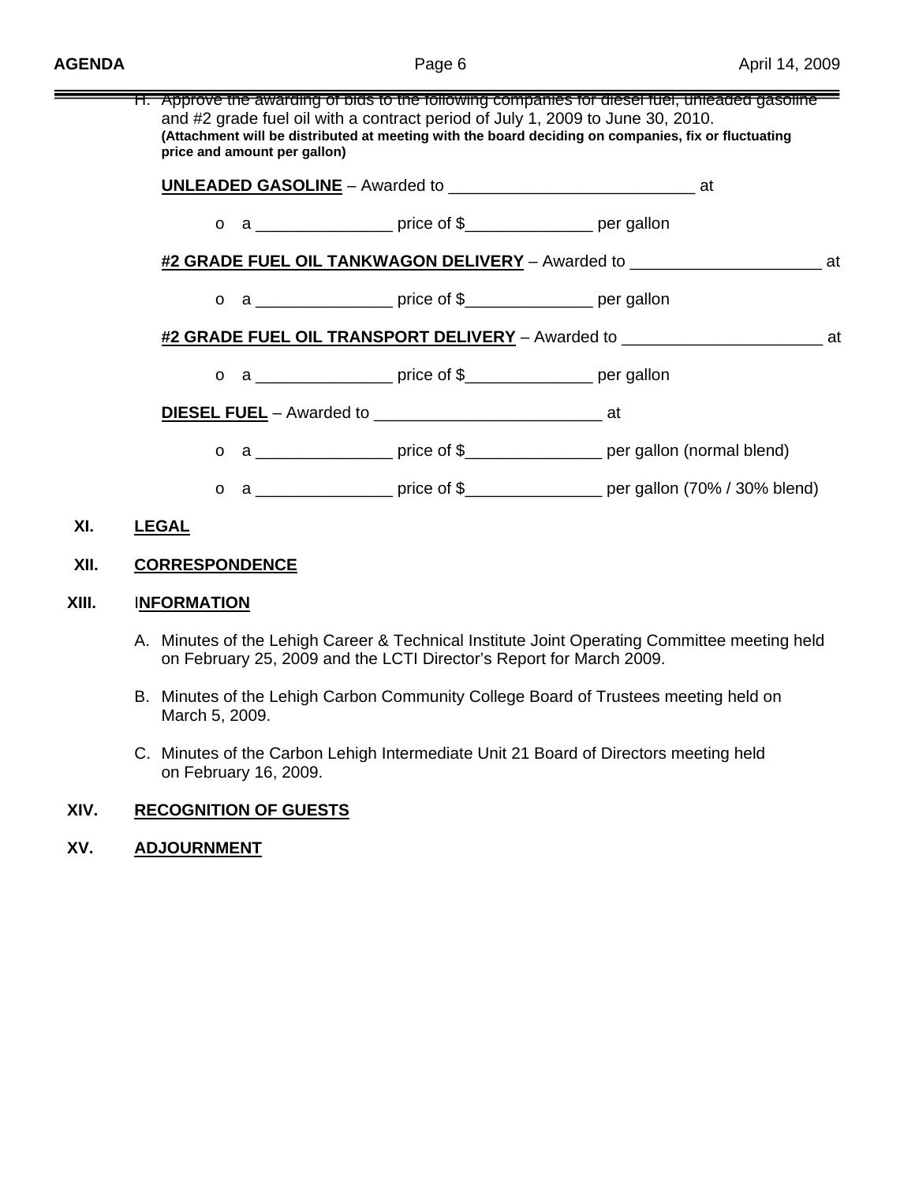H. Approve the awarding of bids to the following companies for diesel fuel, unleaded gasoline and #2 grade fuel oil with a contract period of July 1, 2009 to June 30, 2010. **(Attachment will be distributed at meeting with the board deciding on companies, fix or fluctuating price and amount per gallon)**

**UNLEADED GASOLINE** – Awarded to ___________________________ at

- a _______________ price of $______________ per gallon

**#2 GRADE FUEL OIL TANKWAGON DELIVERY** – Awarded to ____________________ at

- a _______________ price of $______________ per gallon

**#2 GRADE FUEL OIL TRANSPORT DELIVERY** – Awarded to _____________________ at

- a _______________ price of $______________ per gallon

**DIESEL FUEL** – Awarded to _________________________ at

- a _______________ price of $_______________ per gallon (normal blend)
- a _______________ price of $_______________ per gallon (70% / 30% blend)

## XI. LEGAL

## XII. CORRESPONDENCE

## XIII. INFORMATION

A. Minutes of the Lehigh Career & Technical Institute Joint Operating Committee meeting held on February 25, 2009 and the LCTI Director's Report for March 2009.

B. Minutes of the Lehigh Carbon Community College Board of Trustees meeting held on March 5, 2009.

C. Minutes of the Carbon Lehigh Intermediate Unit 21 Board of Directors meeting held on February 16, 2009.

## XIV. RECOGNITION OF GUESTS

## XV. ADJOURNMENT